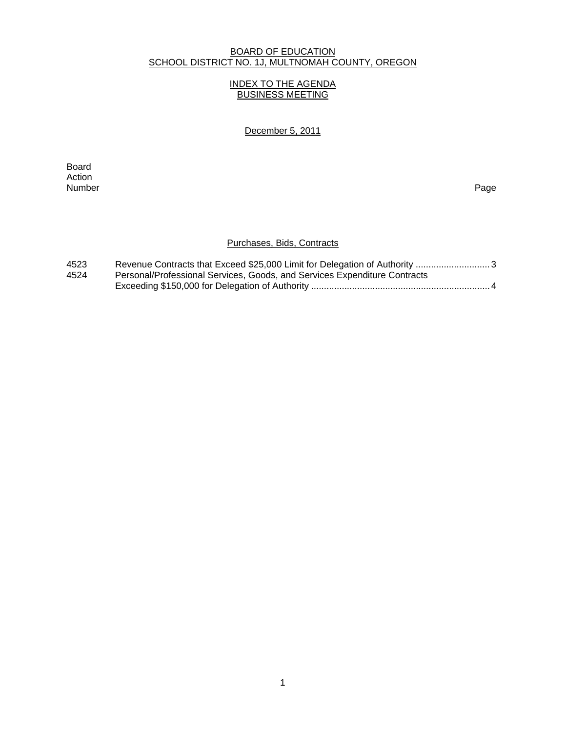BOARD OF EDUCATION
SCHOOL DISTRICT NO. 1J, MULTNOMAH COUNTY, OREGON

INDEX TO THE AGENDA
BUSINESS MEETING

December 5, 2011

| Board Action Number | | Page |
|---|---|---|
| | **Purchases, Bids, Contracts** | |
| 4523 | Revenue Contracts that Exceed $25,000 Limit for Delegation of Authority | 3 |
| 4524 | Personal/Professional Services, Goods, and Services Expenditure Contracts Exceeding $150,000 for Delegation of Authority | 4 |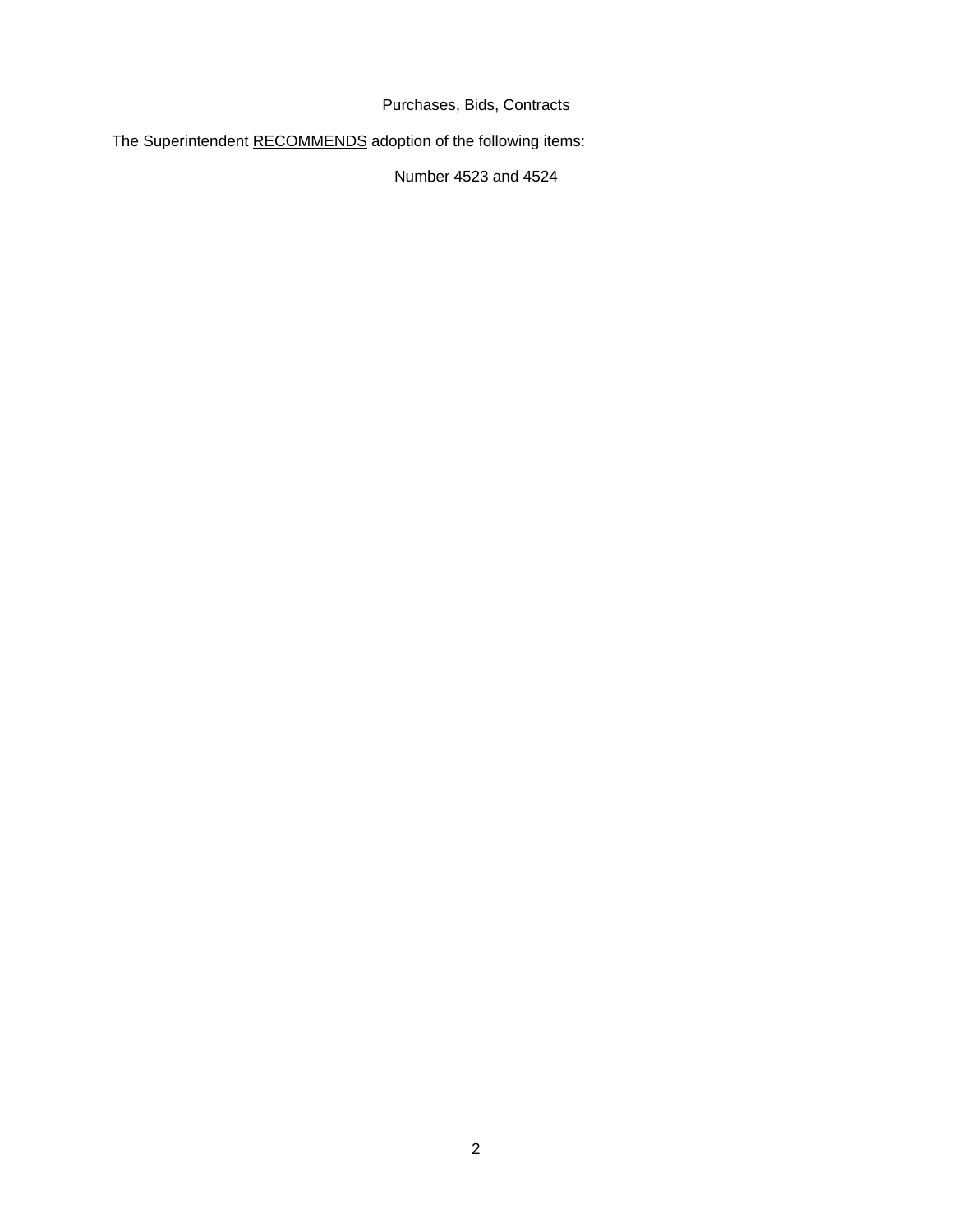<u>Purchases, Bids, Contracts</u>

The Superintendent <u>RECOMMENDS</u> adoption of the following items:

Number 4523 and 4524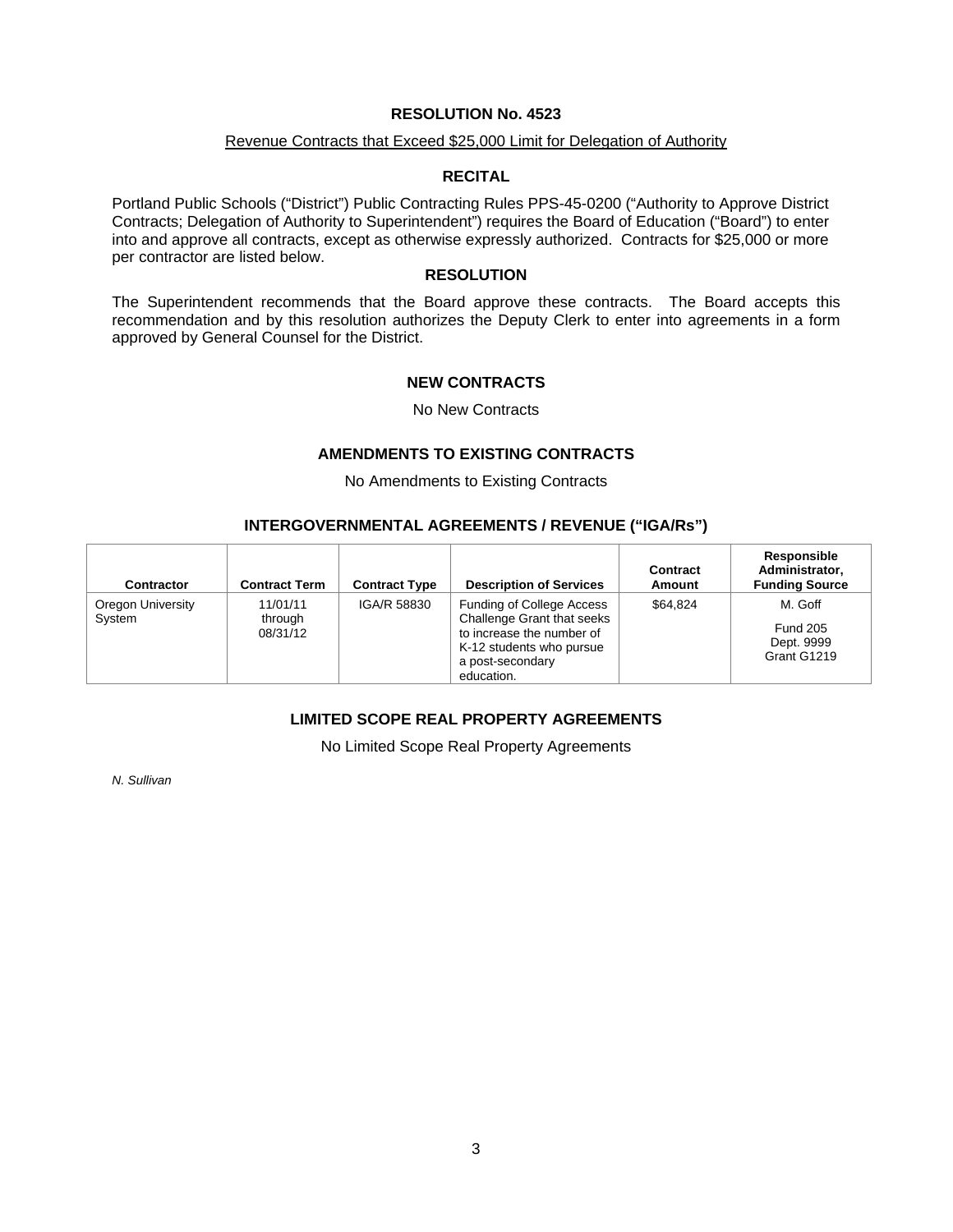# RESOLUTION No. 4523

Revenue Contracts that Exceed $25,000 Limit for Delegation of Authority

## RECITAL

Portland Public Schools ("District") Public Contracting Rules PPS-45-0200 ("Authority to Approve District Contracts; Delegation of Authority to Superintendent") requires the Board of Education ("Board") to enter into and approve all contracts, except as otherwise expressly authorized. Contracts for $25,000 or more per contractor are listed below.

## RESOLUTION

The Superintendent recommends that the Board approve these contracts. The Board accepts this recommendation and by this resolution authorizes the Deputy Clerk to enter into agreements in a form approved by General Counsel for the District.

## NEW CONTRACTS

No New Contracts

## AMENDMENTS TO EXISTING CONTRACTS

No Amendments to Existing Contracts

## INTERGOVERNMENTAL AGREEMENTS / REVENUE ("IGA/Rs")

| Contractor | Contract Term | Contract Type | Description of Services | Contract Amount | Responsible Administrator, Funding Source |
|---|---|---|---|---|---|
| Oregon University System | 11/01/11 through 08/31/12 | IGA/R 58830 | Funding of College Access Challenge Grant that seeks to increase the number of K-12 students who pursue a post-secondary education. | $64,824 | M. Goff<br>Fund 205<br>Dept. 9999<br>Grant G1219 |

## LIMITED SCOPE REAL PROPERTY AGREEMENTS

No Limited Scope Real Property Agreements

*N. Sullivan*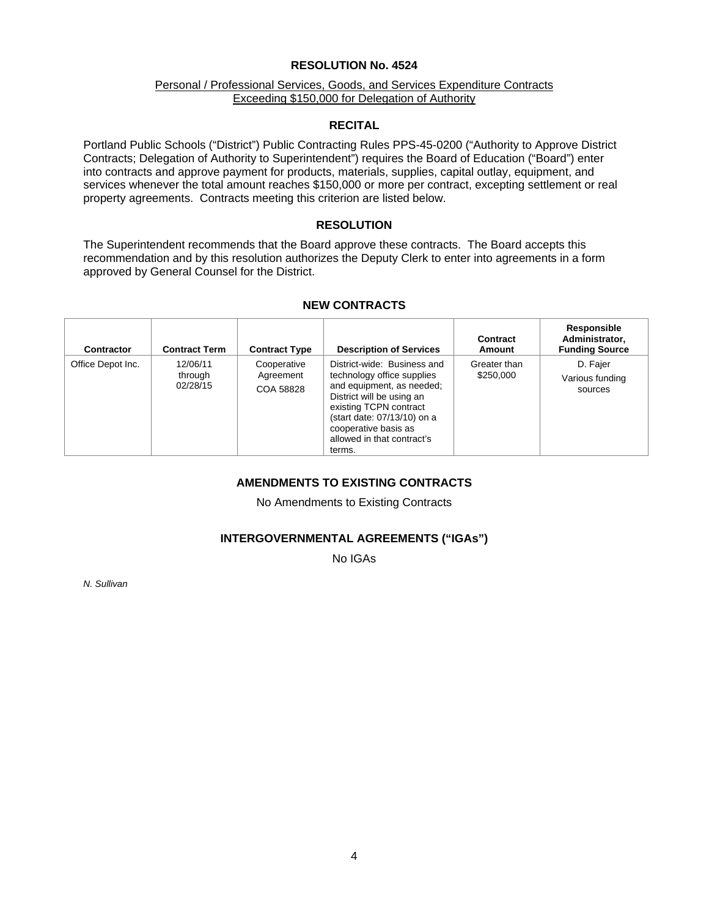# RESOLUTION No. 4524

Personal / Professional Services, Goods, and Services Expenditure Contracts Exceeding $150,000 for Delegation of Authority

## RECITAL

Portland Public Schools ("District") Public Contracting Rules PPS-45-0200 ("Authority to Approve District Contracts; Delegation of Authority to Superintendent") requires the Board of Education ("Board") enter into contracts and approve payment for products, materials, supplies, capital outlay, equipment, and services whenever the total amount reaches $150,000 or more per contract, excepting settlement or real property agreements. Contracts meeting this criterion are listed below.

## RESOLUTION

The Superintendent recommends that the Board approve these contracts. The Board accepts this recommendation and by this resolution authorizes the Deputy Clerk to enter into agreements in a form approved by General Counsel for the District.

## NEW CONTRACTS

| Contractor | Contract Term | Contract Type | Description of Services | Contract Amount | Responsible Administrator, Funding Source |
|---|---|---|---|---|---|
| Office Depot Inc. | 12/06/11 through 02/28/15 | Cooperative Agreement COA 58828 | District-wide: Business and technology office supplies and equipment, as needed; District will be using an existing TCPN contract (start date: 07/13/10) on a cooperative basis as allowed in that contract's terms. | Greater than $250,000 | D. Fajer Various funding sources |

## AMENDMENTS TO EXISTING CONTRACTS

No Amendments to Existing Contracts

## INTERGOVERNMENTAL AGREEMENTS ("IGAs")

No IGAs

*N. Sullivan*